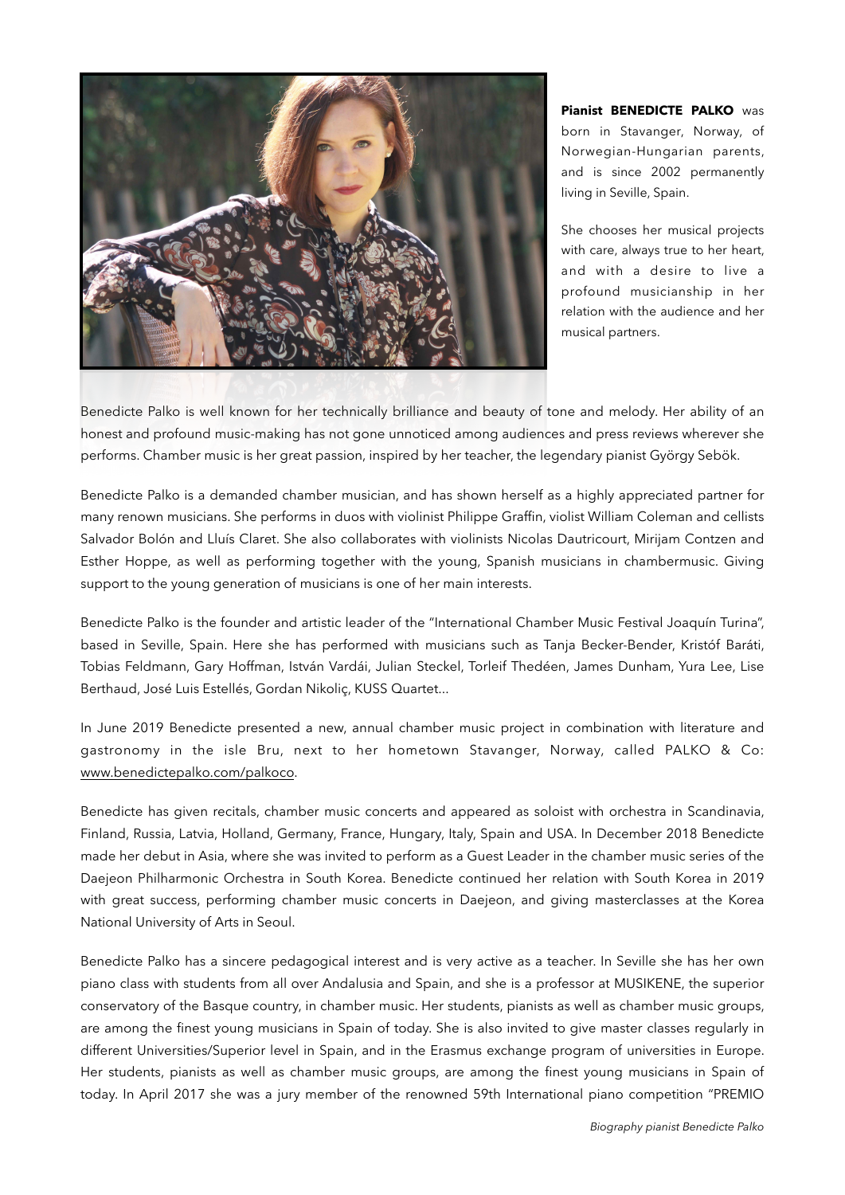**Pianist BENEDICTE PALKO** was born in Stavanger, Norway, of Norwegian-Hungarian parents, and is since 2002 permanently living in Seville, Spain.

She chooses her musical projects with care, always true to her heart, and with a desire to live a profound musicianship in her relation with the audience and her musical partners.

Benedicte Palko is well known for her technically brilliance and beauty of tone and melody. Her ability of an honest and profound music-making has not gone unnoticed among audiences and press reviews wherever she performs. Chamber music is her great passion, inspired by her teacher, the legendary pianist György Sebök.

Benedicte Palko is a demanded chamber musician, and has shown herself as a highly appreciated partner for many renown musicians. She performs in duos with violinist Philippe Graffin, violist William Coleman and cellists Salvador Bolón and Lluís Claret. She also collaborates with violinists Nicolas Dautricourt, Mirijam Contzen and Esther Hoppe, as well as performing together with the young, Spanish musicians in chambermusic. Giving support to the young generation of musicians is one of her main interests.

Benedicte Palko is the founder and artistic leader of the "International Chamber Music Festival Joaquín Turina", based in Seville, Spain. Here she has performed with musicians such as Tanja Becker-Bender, Kristóf Baráti, Tobias Feldmann, Gary Hoffman, István Vardái, Julian Steckel, Torleif Thedéen, James Dunham, Yura Lee, Lise Berthaud, José Luis Estellés, Gordan Nikoliç, KUSS Quartet…

In June 2019 Benedicte presented a new, annual chamber music project in combination with literature and gastronomy in the isle Bru, next to her hometown Stavanger, Norway, called PALKO & Co: www.benedictepalko.com/palkoco.

Benedicte has given recitals, chamber music concerts and appeared as soloist with orchestra in Scandinavia, Finland, Russia, Latvia, Holland, Germany, France, Hungary, Italy, Spain and USA. In December 2018 Benedicte made her debut in Asia, where she was invited to perform as a Guest Leader in the chamber music series of the Daejeon Philharmonic Orchestra in South Korea. Benedicte continued her relation with South Korea in 2019 with great success, performing chamber music concerts in Daejeon, and giving masterclasses at the Korea National University of Arts in Seoul.

Benedicte Palko has a sincere pedagogical interest and is very active as a teacher. In Seville she has her own piano class with students from all over Andalusia and Spain, and she is a professor at MUSIKENE, the superior conservatory of the Basque country, in chamber music. Her students, pianists as well as chamber music groups, are among the finest young musicians in Spain of today. She is also invited to give master classes regularly in different Universities/Superior level in Spain, and in the Erasmus exchange program of universities in Europe. Her students, pianists as well as chamber music groups, are among the finest young musicians in Spain of today. In April 2017 she was a jury member of the renowned 59th International piano competition "PREMIO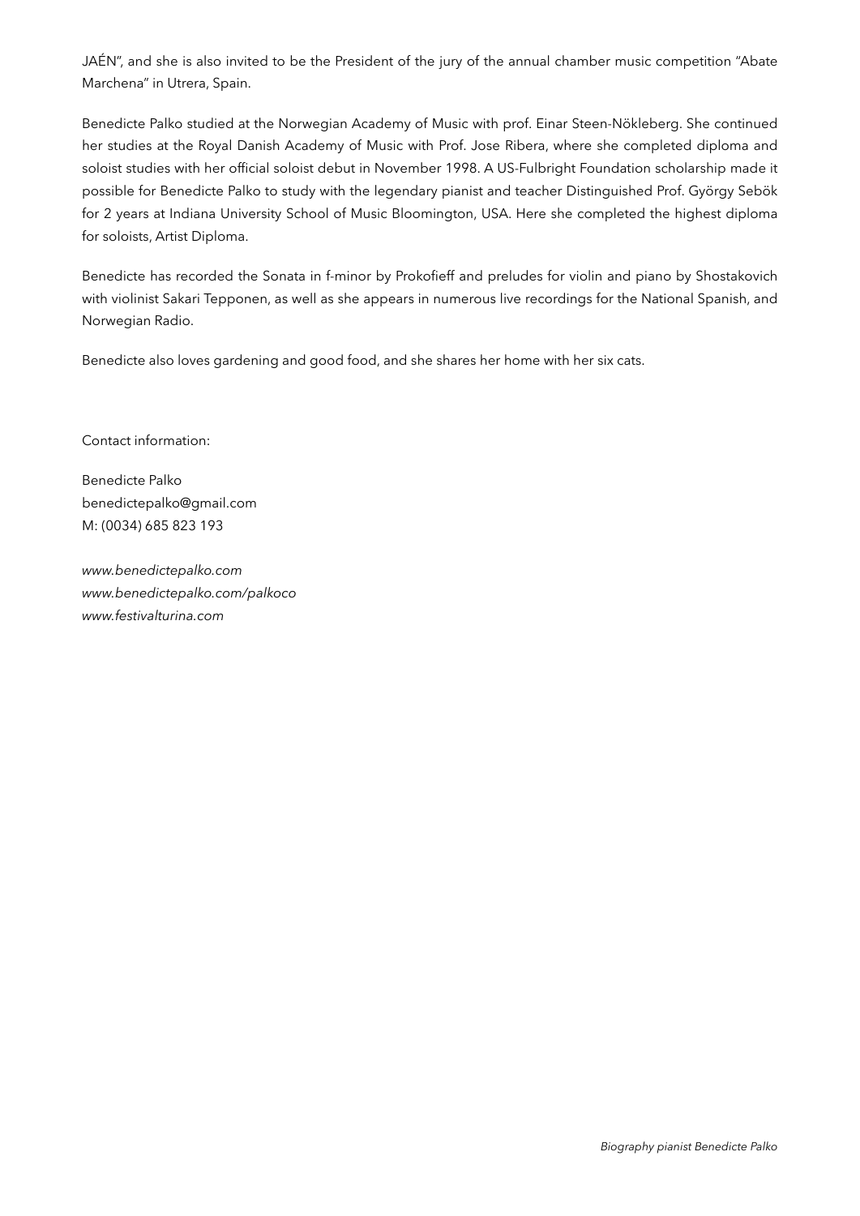JAÉN", and she is also invited to be the President of the jury of the annual chamber music competition "Abate Marchena" in Utrera, Spain.

Benedicte Palko studied at the Norwegian Academy of Music with prof. Einar Steen-Nökleberg. She continued her studies at the Royal Danish Academy of Music with Prof. Jose Ribera, where she completed diploma and soloist studies with her official soloist debut in November 1998. A US-Fulbright Foundation scholarship made it possible for Benedicte Palko to study with the legendary pianist and teacher Distinguished Prof. György Sebök for 2 years at Indiana University School of Music Bloomington, USA. Here she completed the highest diploma for soloists, Artist Diploma.

Benedicte has recorded the Sonata in f-minor by Prokofieff and preludes for violin and piano by Shostakovich with violinist Sakari Tepponen, as well as she appears in numerous live recordings for the National Spanish, and Norwegian Radio.

Benedicte also loves gardening and good food, and she shares her home with her six cats.

Contact information:

Benedicte Palko
benedictepalko@gmail.com
M: (0034) 685 823 193

*www.benedictepalko.com*
*www.benedictepalko.com/palkoco*
*www.festivalturina.com*